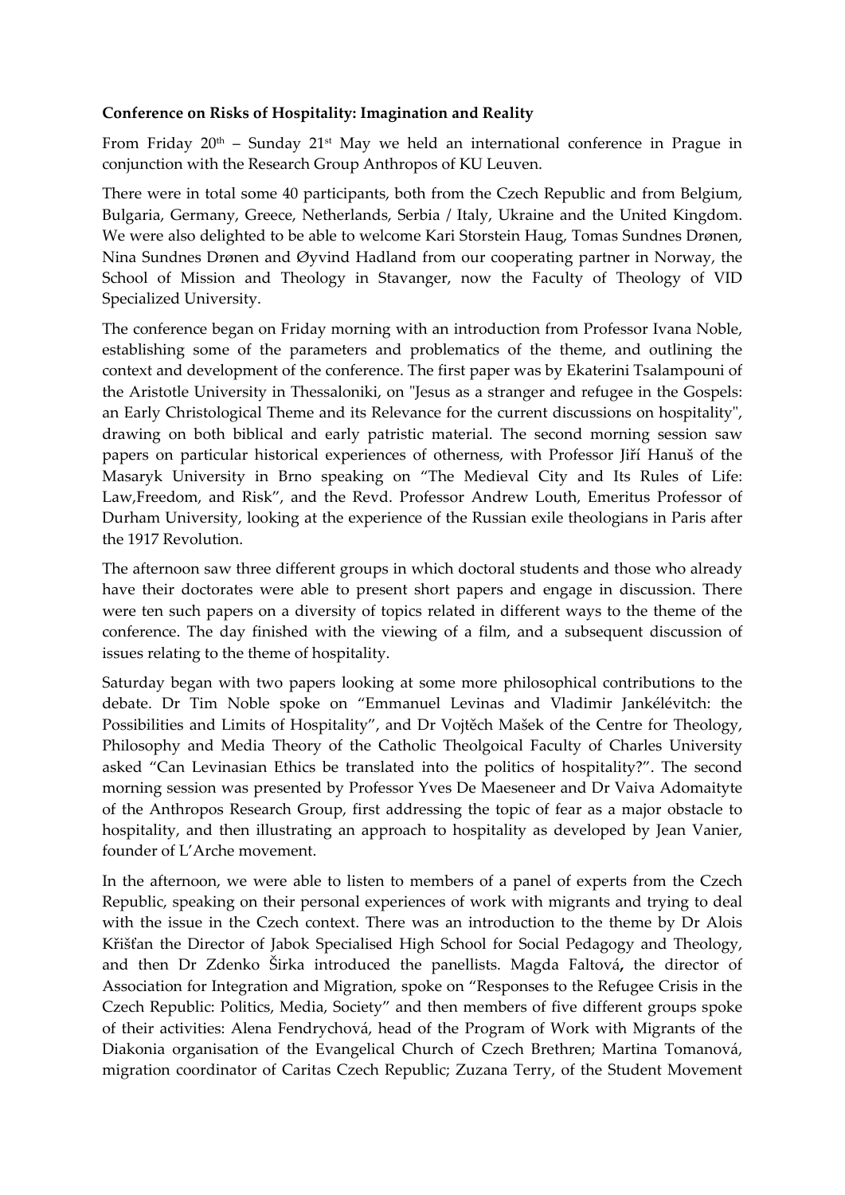**Conference on Risks of Hospitality: Imagination and Reality**

From Friday 20th – Sunday 21st May we held an international conference in Prague in conjunction with the Research Group Anthropos of KU Leuven.

There were in total some 40 participants, both from the Czech Republic and from Belgium, Bulgaria, Germany, Greece, Netherlands, Serbia / Italy, Ukraine and the United Kingdom. We were also delighted to be able to welcome Kari Storstein Haug, Tomas Sundnes Drønen, Nina Sundnes Drønen and Øyvind Hadland from our cooperating partner in Norway, the School of Mission and Theology in Stavanger, now the Faculty of Theology of VID Specialized University.

The conference began on Friday morning with an introduction from Professor Ivana Noble, establishing some of the parameters and problematics of the theme, and outlining the context and development of the conference. The first paper was by Ekaterini Tsalampouni of the Aristotle University in Thessaloniki, on "Jesus as a stranger and refugee in the Gospels: an Early Christological Theme and its Relevance for the current discussions on hospitality", drawing on both biblical and early patristic material. The second morning session saw papers on particular historical experiences of otherness, with Professor Jiří Hanuš of the Masaryk University in Brno speaking on "The Medieval City and Its Rules of Life: Law,Freedom, and Risk", and the Revd. Professor Andrew Louth, Emeritus Professor of Durham University, looking at the experience of the Russian exile theologians in Paris after the 1917 Revolution.

The afternoon saw three different groups in which doctoral students and those who already have their doctorates were able to present short papers and engage in discussion. There were ten such papers on a diversity of topics related in different ways to the theme of the conference. The day finished with the viewing of a film, and a subsequent discussion of issues relating to the theme of hospitality.

Saturday began with two papers looking at some more philosophical contributions to the debate. Dr Tim Noble spoke on "Emmanuel Levinas and Vladimir Jankélévitch: the Possibilities and Limits of Hospitality", and Dr Vojtěch Mašek of the Centre for Theology, Philosophy and Media Theory of the Catholic Theolgoical Faculty of Charles University asked "Can Levinasian Ethics be translated into the politics of hospitality?". The second morning session was presented by Professor Yves De Maeseneer and Dr Vaiva Adomaityte of the Anthropos Research Group, first addressing the topic of fear as a major obstacle to hospitality, and then illustrating an approach to hospitality as developed by Jean Vanier, founder of L'Arche movement.

In the afternoon, we were able to listen to members of a panel of experts from the Czech Republic, speaking on their personal experiences of work with migrants and trying to deal with the issue in the Czech context. There was an introduction to the theme by Dr Alois Křišťan the Director of Jabok Specialised High School for Social Pedagogy and Theology, and then Dr Zdenko Širka introduced the panellists. Magda Faltová**,** the director of Association for Integration and Migration, spoke on "Responses to the Refugee Crisis in the Czech Republic: Politics, Media, Society" and then members of five different groups spoke of their activities: Alena Fendrychová, head of the Program of Work with Migrants of the Diakonia organisation of the Evangelical Church of Czech Brethren; Martina Tomanová, migration coordinator of Caritas Czech Republic; Zuzana Terry, of the Student Movement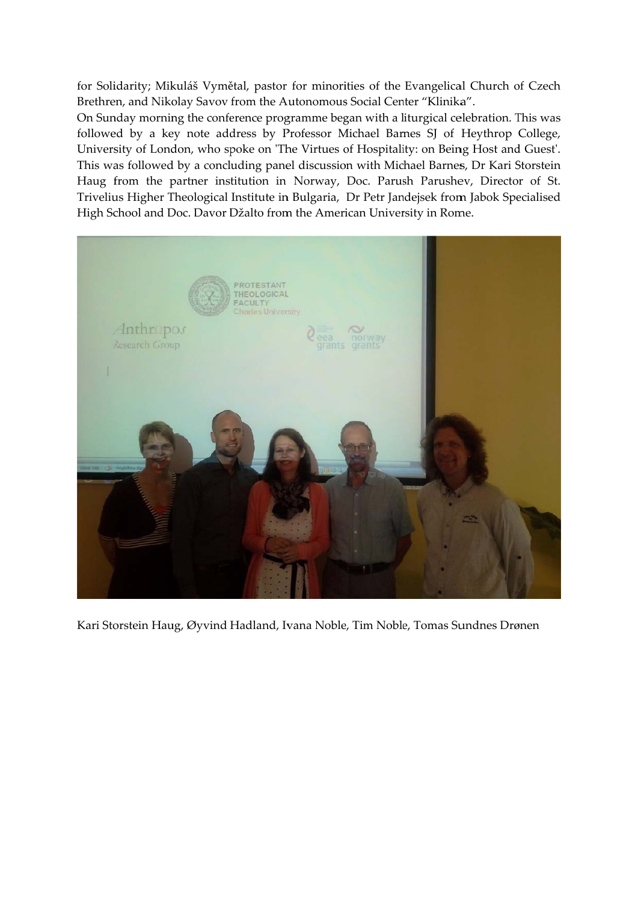for Solidarity; Mikuláš Vymětal, pastor for minorities of the Evangelical Church of Czech Brethren, and Nikolay Savov from the Autonomous Social Center "Klinika".

On Sunday morning the conference programme began with a liturgical celebration. This was followed by a key note address by Professor Michael Barnes SJ of Heythrop College, University of London, who spoke on 'The Virtues of Hospitality: on Being Host and Guest'. This was followed by a concluding panel discussion with Michael Barnes, Dr Kari Storstein Haug from the partner institution in Norway, Doc. Parush Parushev, Director of St. Trivelius Higher Theological Institute in Bulgaria, Dr Petr Jandejsek from Jabok Specialised High School and Doc. Davor Džalto from the American University in Rome.

Kari Storstein Haug, Øyvind Hadland, Ivana Noble, Tim Noble, Tomas Sundnes Drønen